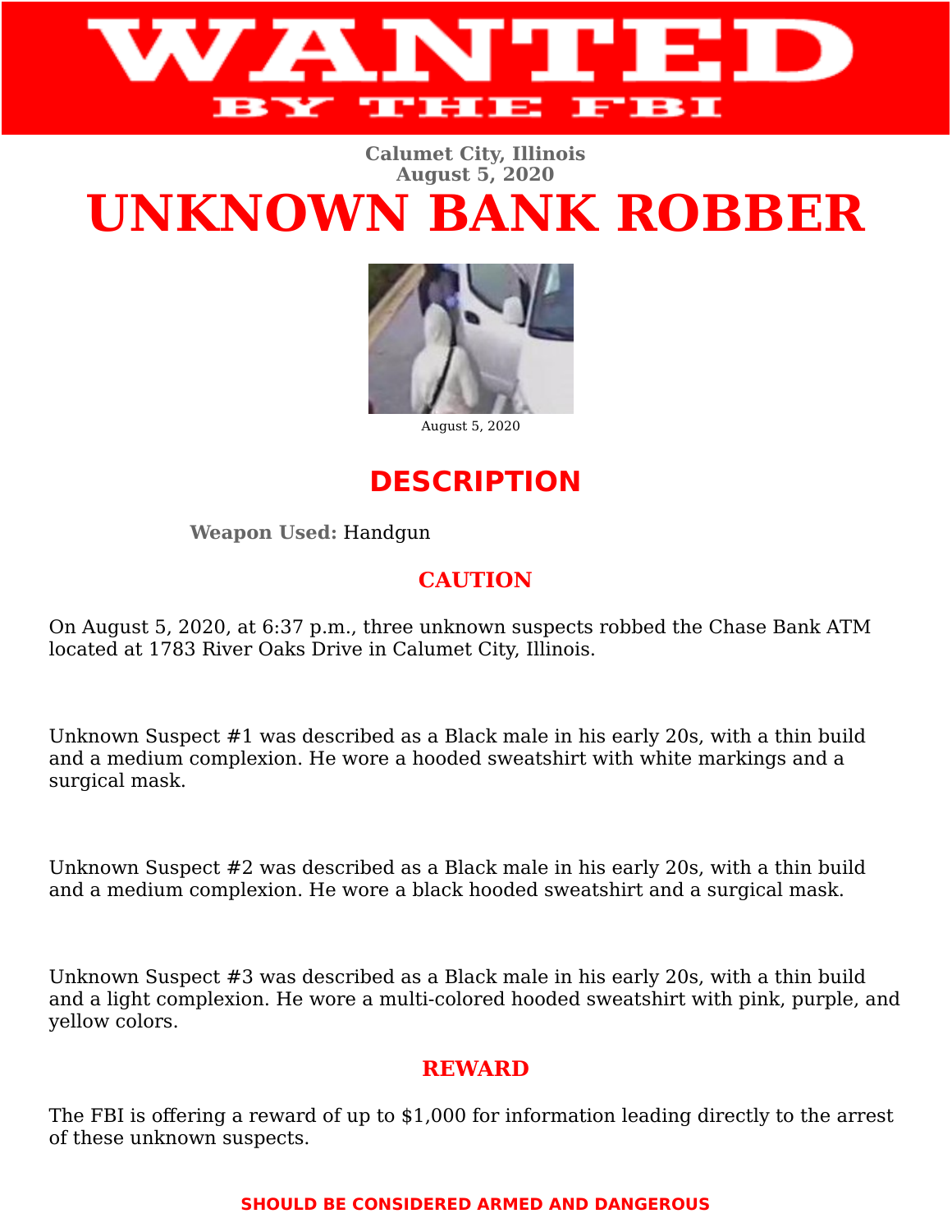# WANTED BY THE FBI

**Calumet City, Illinois**
**August 5, 2020**

# UNKNOWN BANK ROBBER

August 5, 2020

## DESCRIPTION

**Weapon Used:** Handgun

### CAUTION

On August 5, 2020, at 6:37 p.m., three unknown suspects robbed the Chase Bank ATM located at 1783 River Oaks Drive in Calumet City, Illinois.

Unknown Suspect #1 was described as a Black male in his early 20s, with a thin build and a medium complexion. He wore a hooded sweatshirt with white markings and a surgical mask.

Unknown Suspect #2 was described as a Black male in his early 20s, with a thin build and a medium complexion. He wore a black hooded sweatshirt and a surgical mask.

Unknown Suspect #3 was described as a Black male in his early 20s, with a thin build and a light complexion. He wore a multi-colored hooded sweatshirt with pink, purple, and yellow colors.

### REWARD

The FBI is offering a reward of up to $1,000 for information leading directly to the arrest of these unknown suspects.

**SHOULD BE CONSIDERED ARMED AND DANGEROUS**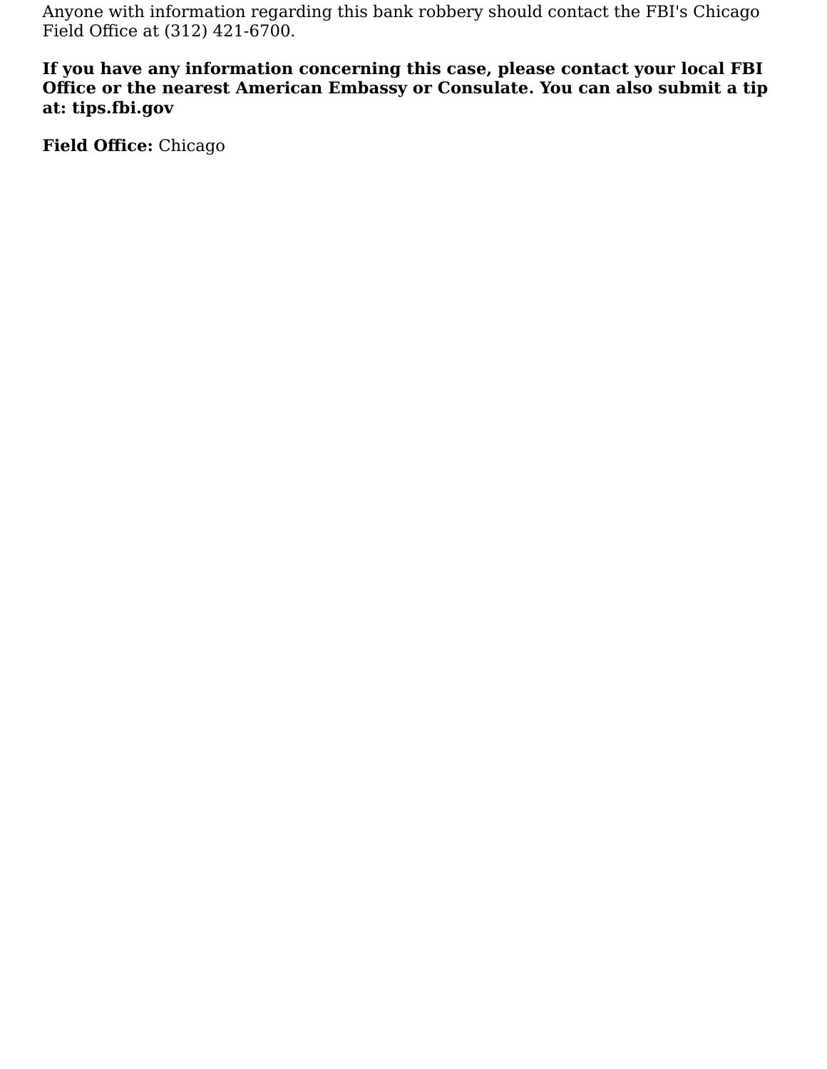Anyone with information regarding this bank robbery should contact the FBI's Chicago Field Office at (312) 421-6700.

**If you have any information concerning this case, please contact your local FBI Office or the nearest American Embassy or Consulate. You can also submit a tip at: tips.fbi.gov**

**Field Office:** Chicago